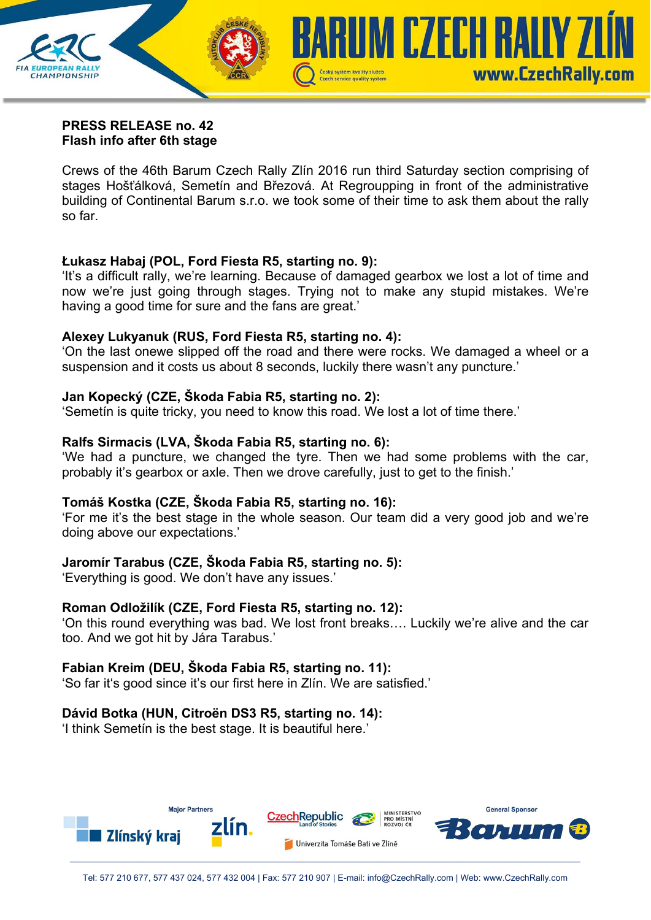**PRESS RELEASE no. 42**
**Flash info after 6th stage**

Crews of the 46th Barum Czech Rally Zlín 2016 run third Saturday section comprising of stages Hošťálková, Semetín and Březová. At Regroupping in front of the administrative building of Continental Barum s.r.o. we took some of their time to ask them about the rally so far.

**Łukasz Habaj (POL, Ford Fiesta R5, starting no. 9):**
'It's a difficult rally, we're learning. Because of damaged gearbox we lost a lot of time and now we're just going through stages. Trying not to make any stupid mistakes. We're having a good time for sure and the fans are great.'

**Alexey Lukyanuk (RUS, Ford Fiesta R5, starting no. 4):**
'On the last onewe slipped off the road and there were rocks. We damaged a wheel or a suspension and it costs us about 8 seconds, luckily there wasn't any puncture.'

**Jan Kopecký (CZE, Škoda Fabia R5, starting no. 2):**
'Semetín is quite tricky, you need to know this road. We lost a lot of time there.'

**Ralfs Sirmacis (LVA, Škoda Fabia R5, starting no. 6):**
'We had a puncture, we changed the tyre. Then we had some problems with the car, probably it's gearbox or axle. Then we drove carefully, just to get to the finish.'

**Tomáš Kostka (CZE, Škoda Fabia R5, starting no. 16):**
'For me it's the best stage in the whole season. Our team did a very good job and we're doing above our expectations.'

**Jaromír Tarabus (CZE, Škoda Fabia R5, starting no. 5):**
'Everything is good. We don't have any issues.'

**Roman Odložilík (CZE, Ford Fiesta R5, starting no. 12):**
'On this round everything was bad. We lost front breaks…. Luckily we're alive and the car too. And we got hit by Jára Tarabus.'

**Fabian Kreim (DEU, Škoda Fabia R5, starting no. 11):**
'So far it's good since it's our first here in Zlín. We are satisfied.'

**Dávid Botka (HUN, Citroën DS3 R5, starting no. 14):**
'I think Semetín is the best stage. It is beautiful here.'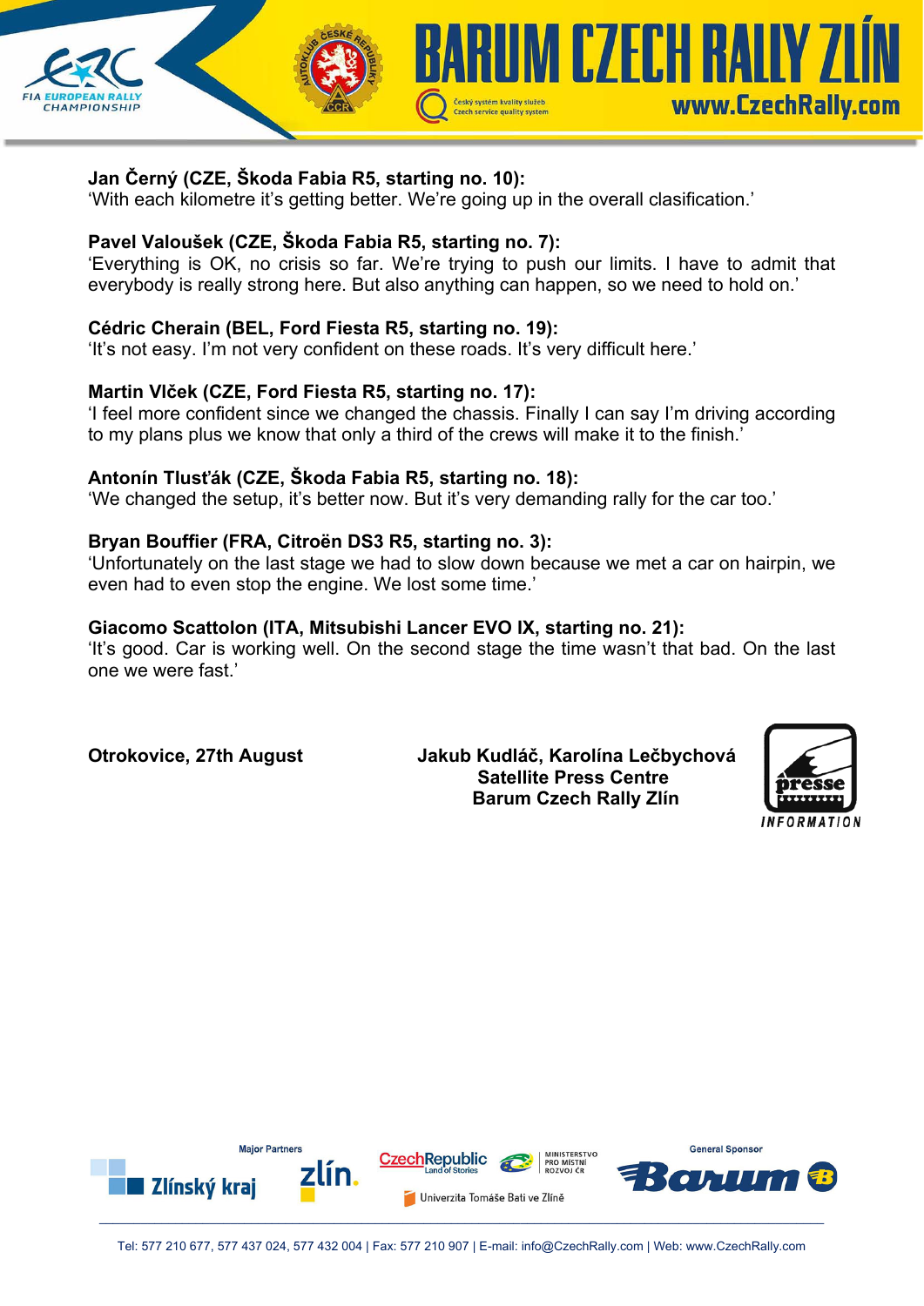**Jan Černý (CZE, Škoda Fabia R5, starting no. 10):**
'With each kilometre it's getting better. We're going up in the overall clasification.'

**Pavel Valoušek (CZE, Škoda Fabia R5, starting no. 7):**
'Everything is OK, no crisis so far. We're trying to push our limits. I have to admit that everybody is really strong here. But also anything can happen, so we need to hold on.'

**Cédric Cherain (BEL, Ford Fiesta R5, starting no. 19):**
'It's not easy. I'm not very confident on these roads. It's very difficult here.'

**Martin Vlček (CZE, Ford Fiesta R5, starting no. 17):**
'I feel more confident since we changed the chassis. Finally I can say I'm driving according to my plans plus we know that only a third of the crews will make it to the finish.'

**Antonín Tlusťák (CZE, Škoda Fabia R5, starting no. 18):**
'We changed the setup, it's better now. But it's very demanding rally for the car too.'

**Bryan Bouffier (FRA, Citroën DS3 R5, starting no. 3):**
'Unfortunately on the last stage we had to slow down because we met a car on hairpin, we even had to even stop the engine. We lost some time.'

**Giacomo Scattolon (ITA, Mitsubishi Lancer EVO IX, starting no. 21):**
'It's good. Car is working well. On the second stage the time wasn't that bad. On the last one we were fast.'

**Otrokovice, 27th August**

**Jakub Kudláč, Karolína Lečbychová**
**Satellite Press Centre**
**Barum Czech Rally Zlín**